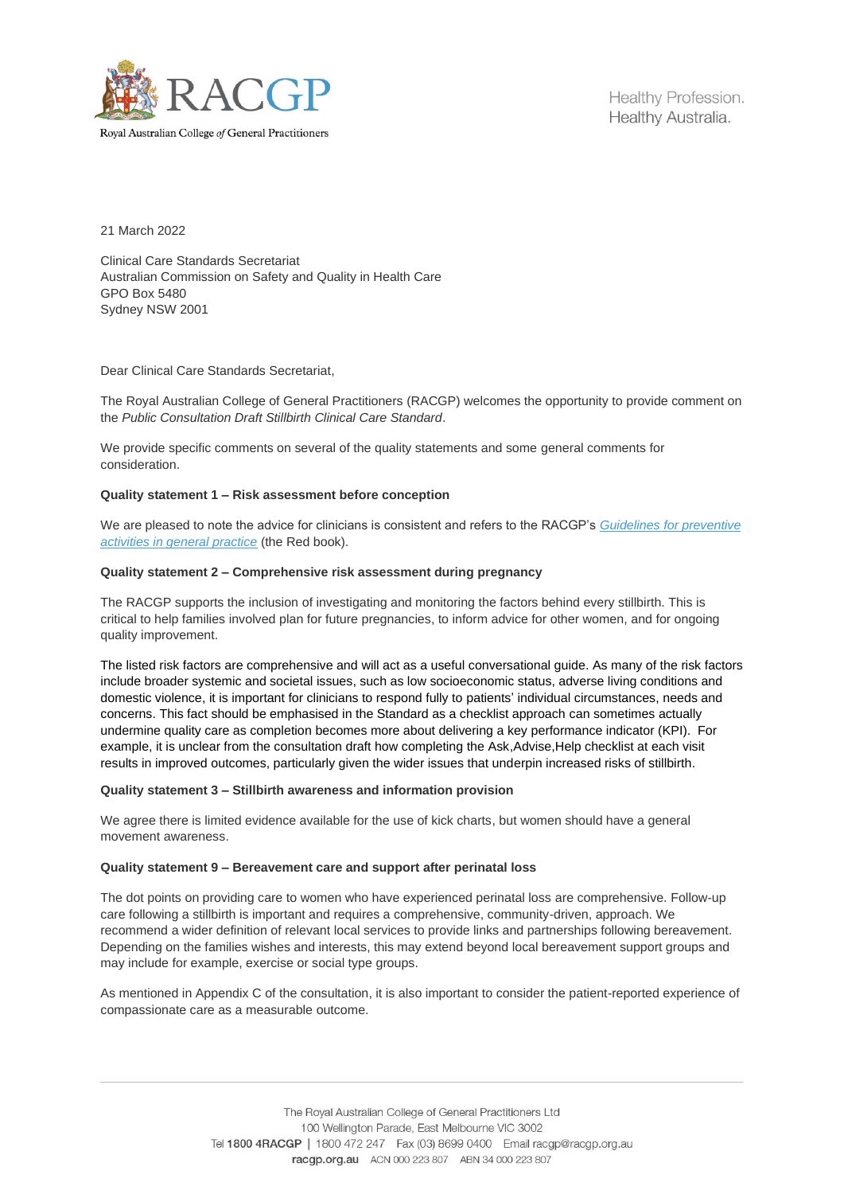RACGP

Royal Australian College *of* General Practitioners

Healthy Profession.
Healthy Australia.

21 March 2022

Clinical Care Standards Secretariat
Australian Commission on Safety and Quality in Health Care
GPO Box 5480
Sydney NSW 2001

Dear Clinical Care Standards Secretariat,

The Royal Australian College of General Practitioners (RACGP) welcomes the opportunity to provide comment on the *Public Consultation Draft Stillbirth Clinical Care Standard*.

We provide specific comments on several of the quality statements and some general comments for consideration.

**Quality statement 1 – Risk assessment before conception**

We are pleased to note the advice for clinicians is consistent and refers to the RACGP's *Guidelines for preventive activities in general practice* (the Red book).

**Quality statement 2 – Comprehensive risk assessment during pregnancy**

The RACGP supports the inclusion of investigating and monitoring the factors behind every stillbirth. This is critical to help families involved plan for future pregnancies, to inform advice for other women, and for ongoing quality improvement.

The listed risk factors are comprehensive and will act as a useful conversational guide. As many of the risk factors include broader systemic and societal issues, such as low socioeconomic status, adverse living conditions and domestic violence, it is important for clinicians to respond fully to patients' individual circumstances, needs and concerns. This fact should be emphasised in the Standard as a checklist approach can sometimes actually undermine quality care as completion becomes more about delivering a key performance indicator (KPI). For example, it is unclear from the consultation draft how completing the Ask,Advise,Help checklist at each visit results in improved outcomes, particularly given the wider issues that underpin increased risks of stillbirth.

**Quality statement 3 – Stillbirth awareness and information provision**

We agree there is limited evidence available for the use of kick charts, but women should have a general movement awareness.

**Quality statement 9 – Bereavement care and support after perinatal loss**

The dot points on providing care to women who have experienced perinatal loss are comprehensive. Follow-up care following a stillbirth is important and requires a comprehensive, community-driven, approach. We recommend a wider definition of relevant local services to provide links and partnerships following bereavement. Depending on the families wishes and interests, this may extend beyond local bereavement support groups and may include for example, exercise or social type groups.

As mentioned in Appendix C of the consultation, it is also important to consider the patient-reported experience of compassionate care as a measurable outcome.

The Royal Australian College of General Practitioners Ltd
100 Wellington Parade, East Melbourne VIC 3002
Tel **1800 4RACGP** | 1800 472 247 Fax (03) 8699 0400 Email racgp@racgp.org.au
**racgp.org.au** ACN 000 223 807 ABN 34 000 223 807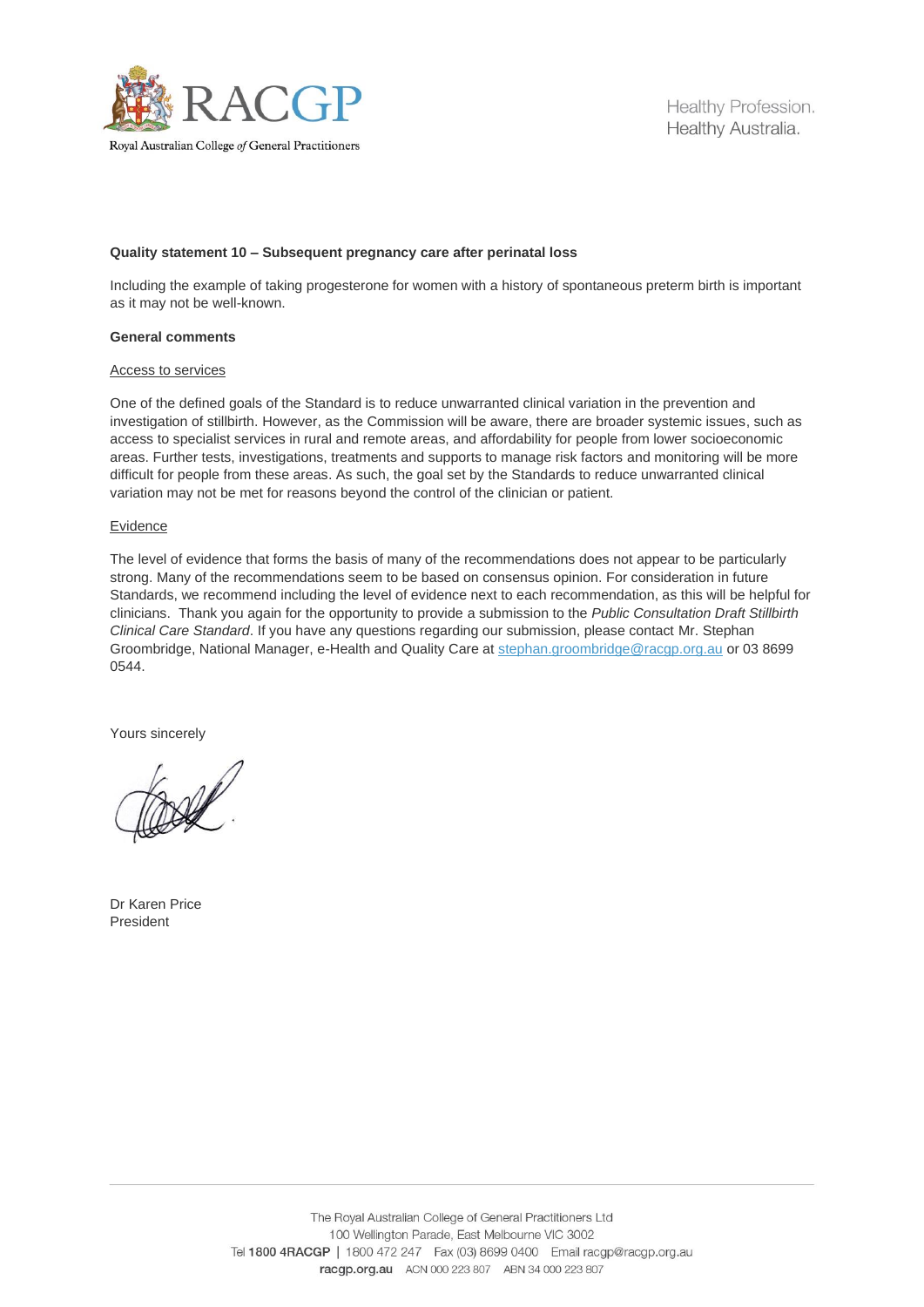**Quality statement 10 – Subsequent pregnancy care after perinatal loss**

Including the example of taking progesterone for women with a history of spontaneous preterm birth is important as it may not be well-known.

**General comments**

Access to services

One of the defined goals of the Standard is to reduce unwarranted clinical variation in the prevention and investigation of stillbirth. However, as the Commission will be aware, there are broader systemic issues, such as access to specialist services in rural and remote areas, and affordability for people from lower socioeconomic areas. Further tests, investigations, treatments and supports to manage risk factors and monitoring will be more difficult for people from these areas. As such, the goal set by the Standards to reduce unwarranted clinical variation may not be met for reasons beyond the control of the clinician or patient.

Evidence

The level of evidence that forms the basis of many of the recommendations does not appear to be particularly strong. Many of the recommendations seem to be based on consensus opinion. For consideration in future Standards, we recommend including the level of evidence next to each recommendation, as this will be helpful for clinicians. Thank you again for the opportunity to provide a submission to the *Public Consultation Draft Stillbirth Clinical Care Standard*. If you have any questions regarding our submission, please contact Mr. Stephan Groombridge, National Manager, e-Health and Quality Care at stephan.groombridge@racgp.org.au or 03 8699 0544.

Yours sincerely

Dr Karen Price
President